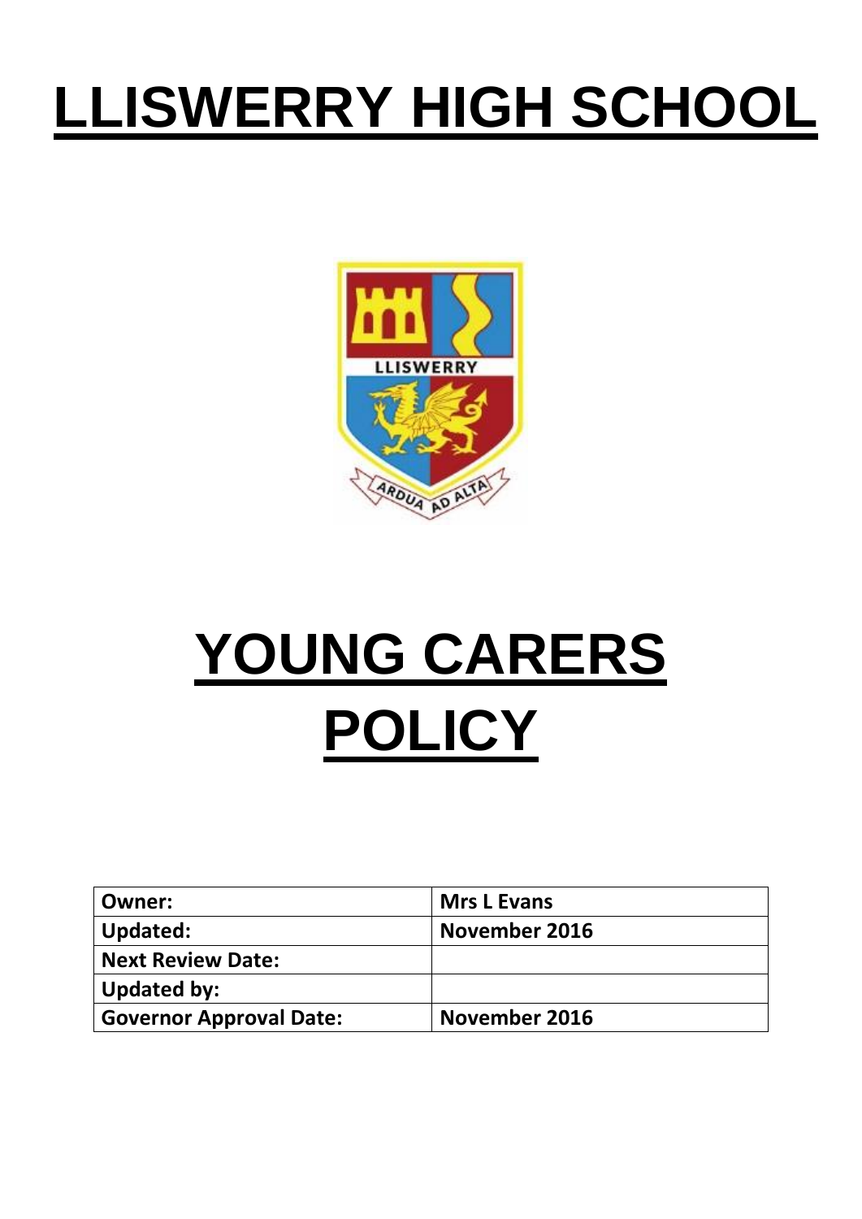# LLISWERRY HIGH SCHOOL

# YOUNG CARERS POLICY

| **Owner:** | **Mrs L Evans** |
| --- | --- |
| **Updated:** | **November 2016** |
| **Next Review Date:** | |
| **Updated by:** | |
| **Governor Approval Date:** | **November 2016** |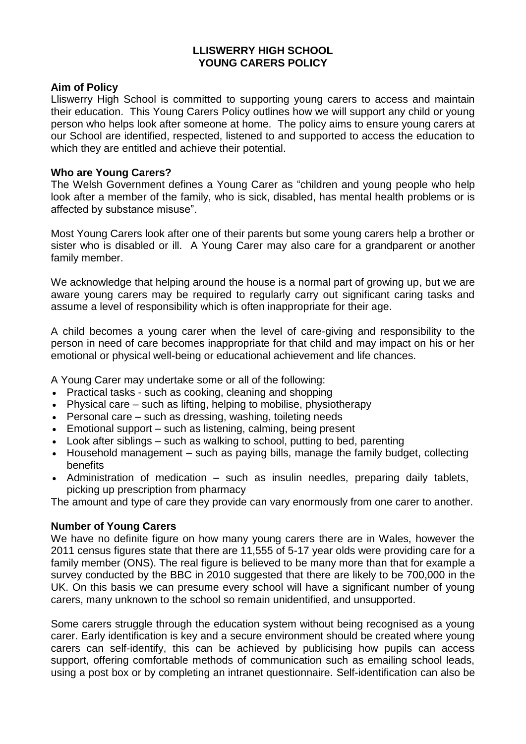# LLISWERRY HIGH SCHOOL
# YOUNG CARERS POLICY

## Aim of Policy

Lliswerry High School is committed to supporting young carers to access and maintain their education. This Young Carers Policy outlines how we will support any child or young person who helps look after someone at home. The policy aims to ensure young carers at our School are identified, respected, listened to and supported to access the education to which they are entitled and achieve their potential.

## Who are Young Carers?

The Welsh Government defines a Young Carer as "children and young people who help look after a member of the family, who is sick, disabled, has mental health problems or is affected by substance misuse".

Most Young Carers look after one of their parents but some young carers help a brother or sister who is disabled or ill. A Young Carer may also care for a grandparent or another family member.

We acknowledge that helping around the house is a normal part of growing up, but we are aware young carers may be required to regularly carry out significant caring tasks and assume a level of responsibility which is often inappropriate for their age.

A child becomes a young carer when the level of care-giving and responsibility to the person in need of care becomes inappropriate for that child and may impact on his or her emotional or physical well-being or educational achievement and life chances.

A Young Carer may undertake some or all of the following:

- Practical tasks - such as cooking, cleaning and shopping
- Physical care – such as lifting, helping to mobilise, physiotherapy
- Personal care – such as dressing, washing, toileting needs
- Emotional support – such as listening, calming, being present
- Look after siblings – such as walking to school, putting to bed, parenting
- Household management – such as paying bills, manage the family budget, collecting benefits
- Administration of medication – such as insulin needles, preparing daily tablets, picking up prescription from pharmacy

The amount and type of care they provide can vary enormously from one carer to another.

## Number of Young Carers

We have no definite figure on how many young carers there are in Wales, however the 2011 census figures state that there are 11,555 of 5-17 year olds were providing care for a family member (ONS). The real figure is believed to be many more than that for example a survey conducted by the BBC in 2010 suggested that there are likely to be 700,000 in the UK. On this basis we can presume every school will have a significant number of young carers, many unknown to the school so remain unidentified, and unsupported.

Some carers struggle through the education system without being recognised as a young carer. Early identification is key and a secure environment should be created where young carers can self-identify, this can be achieved by publicising how pupils can access support, offering comfortable methods of communication such as emailing school leads, using a post box or by completing an intranet questionnaire. Self-identification can also be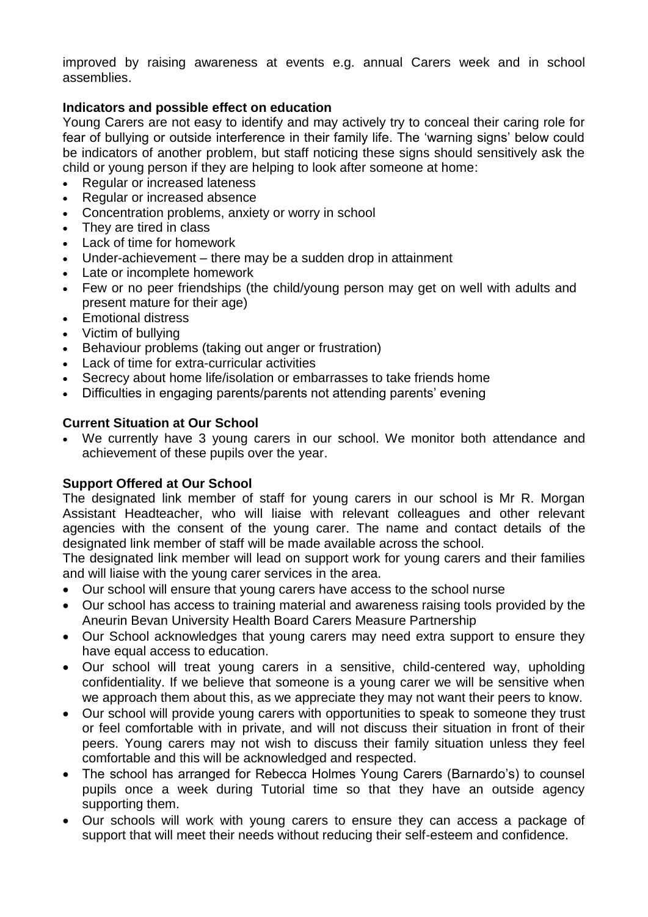improved by raising awareness at events e.g. annual Carers week and in school assemblies.

**Indicators and possible effect on education**

Young Carers are not easy to identify and may actively try to conceal their caring role for fear of bullying or outside interference in their family life. The 'warning signs' below could be indicators of another problem, but staff noticing these signs should sensitively ask the child or young person if they are helping to look after someone at home:

- Regular or increased lateness
- Regular or increased absence
- Concentration problems, anxiety or worry in school
- They are tired in class
- Lack of time for homework
- Under-achievement – there may be a sudden drop in attainment
- Late or incomplete homework
- Few or no peer friendships (the child/young person may get on well with adults and present mature for their age)
- Emotional distress
- Victim of bullying
- Behaviour problems (taking out anger or frustration)
- Lack of time for extra-curricular activities
- Secrecy about home life/isolation or embarrasses to take friends home
- Difficulties in engaging parents/parents not attending parents' evening

**Current Situation at Our School**

- We currently have 3 young carers in our school. We monitor both attendance and achievement of these pupils over the year.

**Support Offered at Our School**

The designated link member of staff for young carers in our school is Mr R. Morgan Assistant Headteacher, who will liaise with relevant colleagues and other relevant agencies with the consent of the young carer. The name and contact details of the designated link member of staff will be made available across the school.

The designated link member will lead on support work for young carers and their families and will liaise with the young carer services in the area.

- Our school will ensure that young carers have access to the school nurse
- Our school has access to training material and awareness raising tools provided by the Aneurin Bevan University Health Board Carers Measure Partnership
- Our School acknowledges that young carers may need extra support to ensure they have equal access to education.
- Our school will treat young carers in a sensitive, child-centered way, upholding confidentiality. If we believe that someone is a young carer we will be sensitive when we approach them about this, as we appreciate they may not want their peers to know.
- Our school will provide young carers with opportunities to speak to someone they trust or feel comfortable with in private, and will not discuss their situation in front of their peers. Young carers may not wish to discuss their family situation unless they feel comfortable and this will be acknowledged and respected.
- The school has arranged for Rebecca Holmes Young Carers (Barnardo's) to counsel pupils once a week during Tutorial time so that they have an outside agency supporting them.
- Our schools will work with young carers to ensure they can access a package of support that will meet their needs without reducing their self-esteem and confidence.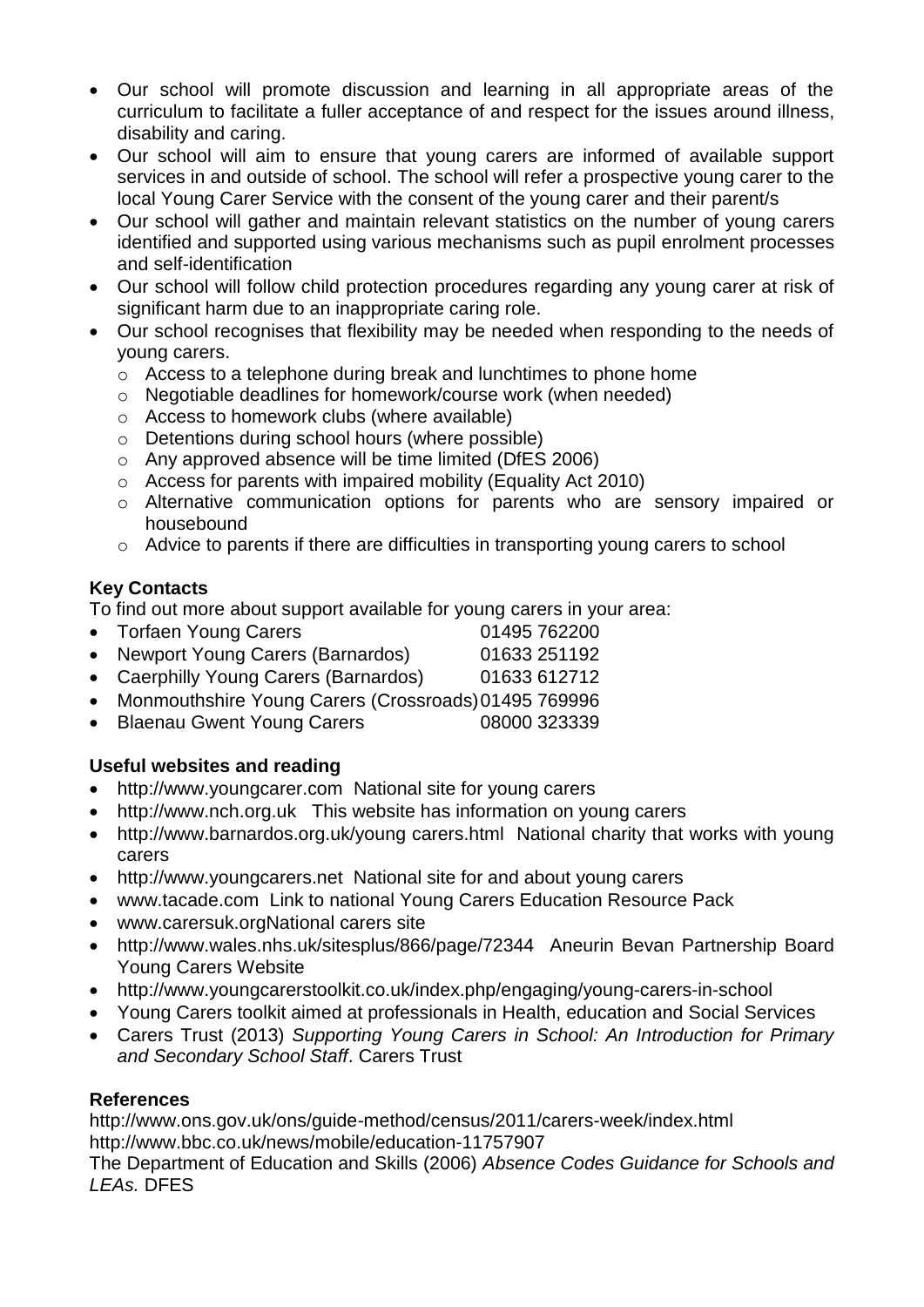- Our school will promote discussion and learning in all appropriate areas of the curriculum to facilitate a fuller acceptance of and respect for the issues around illness, disability and caring.
- Our school will aim to ensure that young carers are informed of available support services in and outside of school. The school will refer a prospective young carer to the local Young Carer Service with the consent of the young carer and their parent/s
- Our school will gather and maintain relevant statistics on the number of young carers identified and supported using various mechanisms such as pupil enrolment processes and self-identification
- Our school will follow child protection procedures regarding any young carer at risk of significant harm due to an inappropriate caring role.
- Our school recognises that flexibility may be needed when responding to the needs of young carers.
  - Access to a telephone during break and lunchtimes to phone home
  - Negotiable deadlines for homework/course work (when needed)
  - Access to homework clubs (where available)
  - Detentions during school hours (where possible)
  - Any approved absence will be time limited (DfES 2006)
  - Access for parents with impaired mobility (Equality Act 2010)
  - Alternative communication options for parents who are sensory impaired or housebound
  - Advice to parents if there are difficulties in transporting young carers to school

**Key Contacts**

To find out more about support available for young carers in your area:

- Torfaen Young Carers 01495 762200
- Newport Young Carers (Barnardos) 01633 251192
- Caerphilly Young Carers (Barnardos) 01633 612712
- Monmouthshire Young Carers (Crossroads) 01495 769996
- Blaenau Gwent Young Carers 08000 323339

**Useful websites and reading**

- http://www.youngcarer.com National site for young carers
- http://www.nch.org.uk This website has information on young carers
- http://www.barnardos.org.uk/young carers.html National charity that works with young carers
- http://www.youngcarers.net National site for and about young carers
- www.tacade.com Link to national Young Carers Education Resource Pack
- www.carersuk.orgNational carers site
- http://www.wales.nhs.uk/sitesplus/866/page/72344 Aneurin Bevan Partnership Board Young Carers Website
- http://www.youngcarerstoolkit.co.uk/index.php/engaging/young-carers-in-school
- Young Carers toolkit aimed at professionals in Health, education and Social Services
- Carers Trust (2013) *Supporting Young Carers in School: An Introduction for Primary and Secondary School Staff*. Carers Trust

**References**

http://www.ons.gov.uk/ons/guide-method/census/2011/carers-week/index.html
http://www.bbc.co.uk/news/mobile/education-11757907
The Department of Education and Skills (2006) *Absence Codes Guidance for Schools and LEAs.* DFES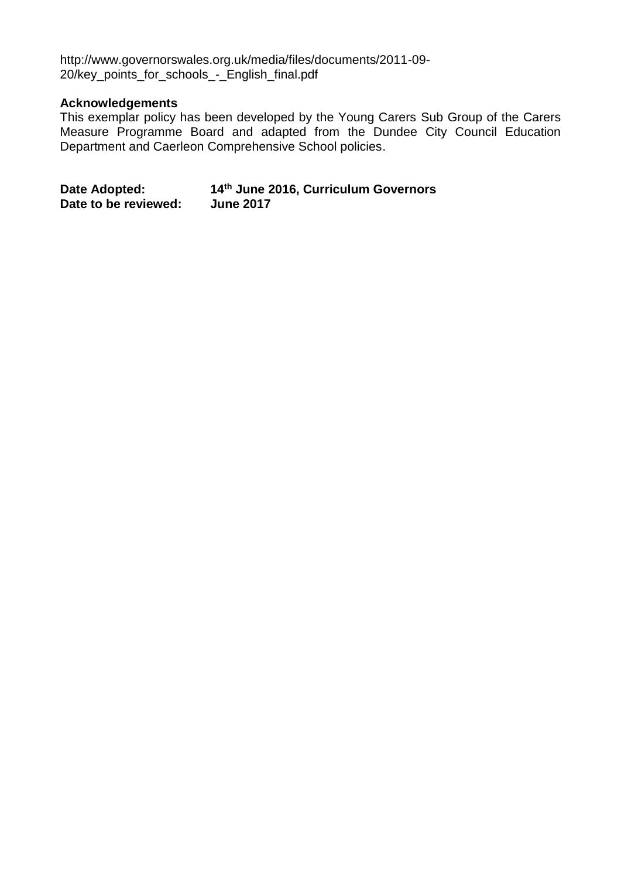http://www.governorswales.org.uk/media/files/documents/2011-09-20/key_points_for_schools_-_English_final.pdf

**Acknowledgements**

This exemplar policy has been developed by the Young Carers Sub Group of the Carers Measure Programme Board and adapted from the Dundee City Council Education Department and Caerleon Comprehensive School policies.

**Date Adopted:** **14th June 2016, Curriculum Governors**

**Date to be reviewed:** **June 2017**